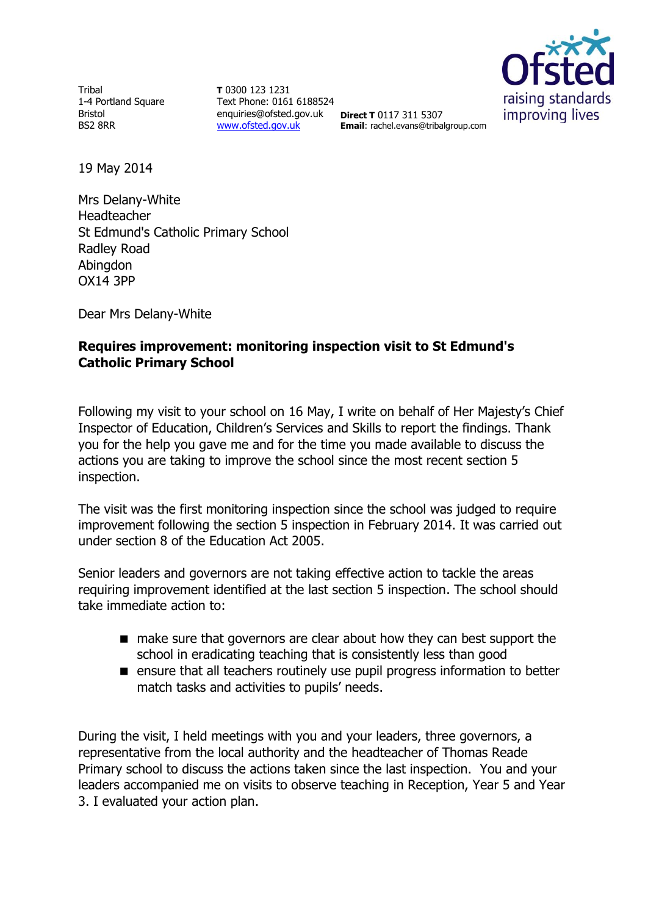Tribal
1-4 Portland Square
Bristol
BS2 8RR

**T** 0300 123 1231
Text Phone: 0161 6188524
enquiries@ofsted.gov.uk
www.ofsted.gov.uk

**Direct T** 0117 311 5307
**Email**: rachel.evans@tribalgroup.com

Ofsted
raising standards
improving lives

19 May 2014

Mrs Delany-White
Headteacher
St Edmund's Catholic Primary School
Radley Road
Abingdon
OX14 3PP

Dear Mrs Delany-White

**Requires improvement: monitoring inspection visit to St Edmund's Catholic Primary School**

Following my visit to your school on 16 May, I write on behalf of Her Majesty's Chief Inspector of Education, Children's Services and Skills to report the findings. Thank you for the help you gave me and for the time you made available to discuss the actions you are taking to improve the school since the most recent section 5 inspection.

The visit was the first monitoring inspection since the school was judged to require improvement following the section 5 inspection in February 2014. It was carried out under section 8 of the Education Act 2005.

Senior leaders and governors are not taking effective action to tackle the areas requiring improvement identified at the last section 5 inspection. The school should take immediate action to:

- make sure that governors are clear about how they can best support the school in eradicating teaching that is consistently less than good
- ensure that all teachers routinely use pupil progress information to better match tasks and activities to pupils' needs.

During the visit, I held meetings with you and your leaders, three governors, a representative from the local authority and the headteacher of Thomas Reade Primary school to discuss the actions taken since the last inspection. You and your leaders accompanied me on visits to observe teaching in Reception, Year 5 and Year 3. I evaluated your action plan.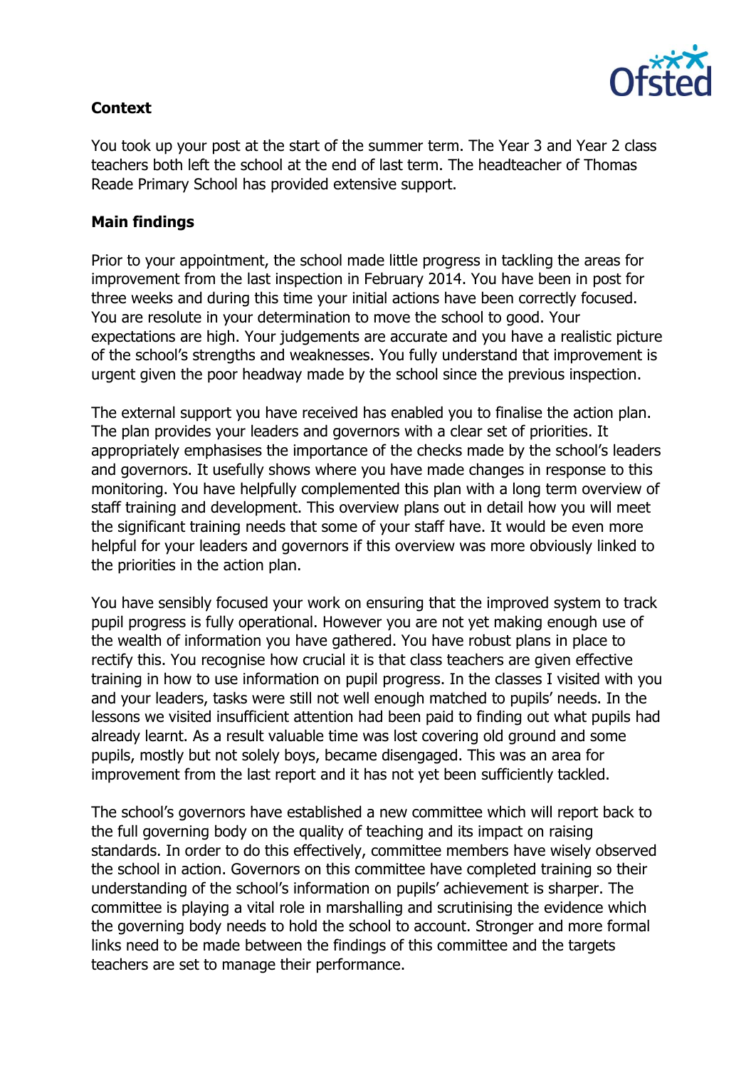**Context**

You took up your post at the start of the summer term. The Year 3 and Year 2 class teachers both left the school at the end of last term. The headteacher of Thomas Reade Primary School has provided extensive support.

**Main findings**

Prior to your appointment, the school made little progress in tackling the areas for improvement from the last inspection in February 2014. You have been in post for three weeks and during this time your initial actions have been correctly focused. You are resolute in your determination to move the school to good. Your expectations are high. Your judgements are accurate and you have a realistic picture of the school's strengths and weaknesses. You fully understand that improvement is urgent given the poor headway made by the school since the previous inspection.

The external support you have received has enabled you to finalise the action plan. The plan provides your leaders and governors with a clear set of priorities. It appropriately emphasises the importance of the checks made by the school's leaders and governors. It usefully shows where you have made changes in response to this monitoring. You have helpfully complemented this plan with a long term overview of staff training and development. This overview plans out in detail how you will meet the significant training needs that some of your staff have. It would be even more helpful for your leaders and governors if this overview was more obviously linked to the priorities in the action plan.

You have sensibly focused your work on ensuring that the improved system to track pupil progress is fully operational. However you are not yet making use of the wealth of information you have gathered. You have robust plans in place to rectify this. You recognise how crucial it is that class teachers are given effective training in how to use information on pupil progress. In the classes I visited with you and your leaders, tasks were still not well enough matched to pupils' needs. In the lessons we visited insufficient attention had been paid to finding out what pupils had already learnt. As a result valuable time was lost covering old ground and some pupils, mostly but not solely boys, became disengaged. This was an area for improvement from the last report and it has not yet been sufficiently tackled.

The school's governors have established a new committee which will report back to the full governing body on the quality of teaching and its impact on raising standards. In order to do this effectively, committee members have wisely observed the school in action. Governors on this committee have completed training so their understanding of the school's information on pupils' achievement is sharper. The committee is playing a vital role in marshalling and scrutinising the evidence which the governing body needs to hold the school to account. Stronger and more formal links need to be made between the findings of this committee and the targets teachers are set to manage their performance.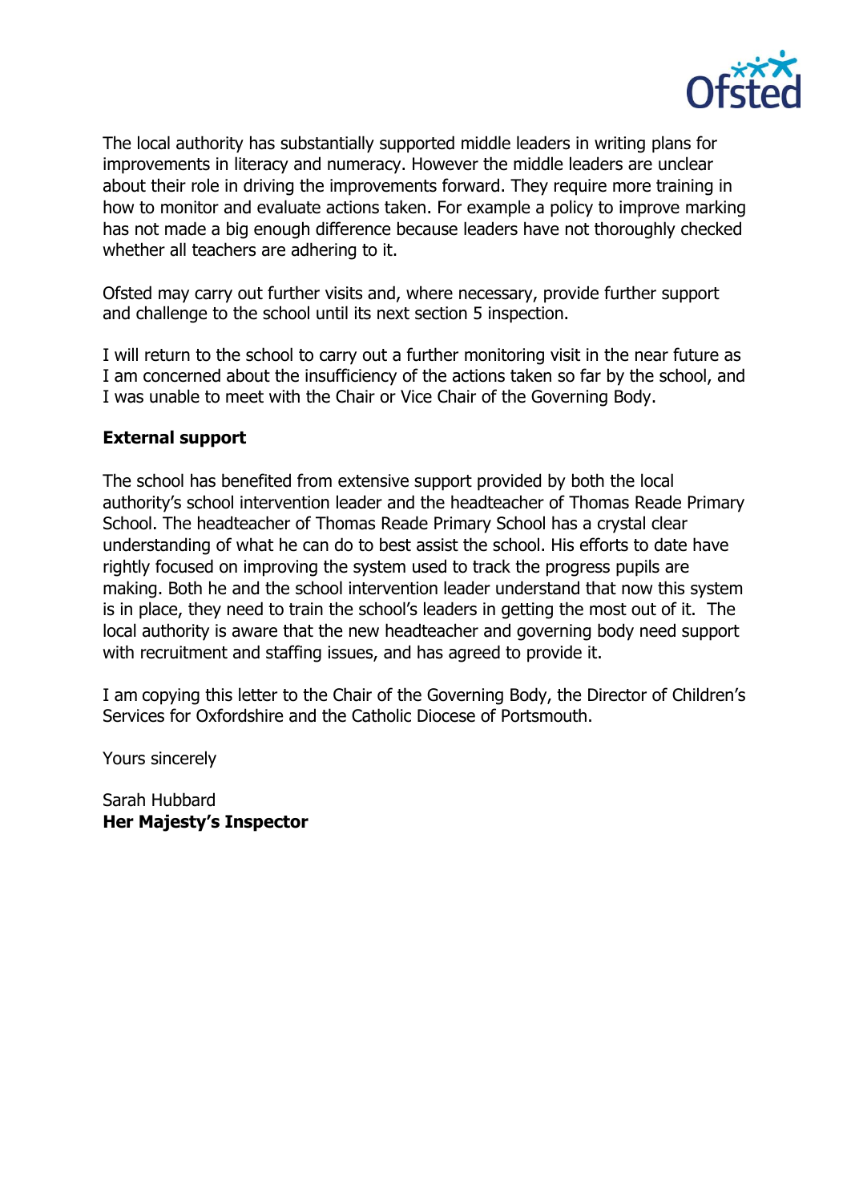The local authority has substantially supported middle leaders in writing plans for improvements in literacy and numeracy. However the middle leaders are unclear about their role in driving the improvements forward. They require more training in how to monitor and evaluate actions taken. For example a policy to improve marking has not made a big enough difference because leaders have not thoroughly checked whether all teachers are adhering to it.

Ofsted may carry out further visits and, where necessary, provide further support and challenge to the school until its next section 5 inspection.

I will return to the school to carry out a further monitoring visit in the near future as I am concerned about the insufficiency of the actions taken so far by the school, and I was unable to meet with the Chair or Vice Chair of the Governing Body.

**External support**

The school has benefited from extensive support provided by both the local authority's school intervention leader and the headteacher of Thomas Reade Primary School. The headteacher of Thomas Reade Primary School has a crystal clear understanding of what he can do to best assist the school. His efforts to date have rightly focused on improving the system used to track the progress pupils are making. Both he and the school intervention leader understand that now this system is in place, they need to train the school's leaders in getting the most out of it. The local authority is aware that the new headteacher and governing body need support with recruitment and staffing issues, and has agreed to provide it.

I am copying this letter to the Chair of the Governing Body, the Director of Children's Services for Oxfordshire and the Catholic Diocese of Portsmouth.

Yours sincerely

Sarah Hubbard
**Her Majesty's Inspector**